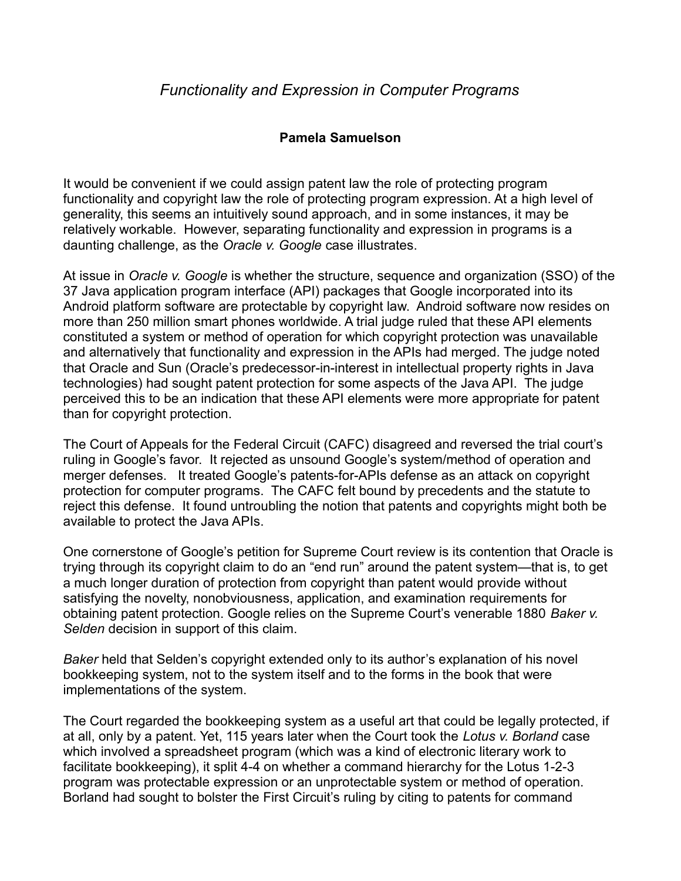# *Functionality and Expression in Computer Programs*

**Pamela Samuelson**

It would be convenient if we could assign patent law the role of protecting program functionality and copyright law the role of protecting program expression. At a high level of generality, this seems an intuitively sound approach, and in some instances, it may be relatively workable. However, separating functionality and expression in programs is a daunting challenge, as the *Oracle v. Google* case illustrates.

At issue in *Oracle v. Google* is whether the structure, sequence and organization (SSO) of the 37 Java application program interface (API) packages that Google incorporated into its Android platform software are protectable by copyright law. Android software now resides on more than 250 million smart phones worldwide. A trial judge ruled that these API elements constituted a system or method of operation for which copyright protection was unavailable and alternatively that functionality and expression in the APIs had merged. The judge noted that Oracle and Sun (Oracle's predecessor-in-interest in intellectual property rights in Java technologies) had sought patent protection for some aspects of the Java API. The judge perceived this to be an indication that these API elements were more appropriate for patent than for copyright protection.

The Court of Appeals for the Federal Circuit (CAFC) disagreed and reversed the trial court's ruling in Google's favor. It rejected as unsound Google's system/method of operation and merger defenses. It treated Google's patents-for-APIs defense as an attack on copyright protection for computer programs. The CAFC felt bound by precedents and the statute to reject this defense. It found untroubling the notion that patents and copyrights might both be available to protect the Java APIs.

One cornerstone of Google's petition for Supreme Court review is its contention that Oracle is trying through its copyright claim to do an "end run" around the patent system—that is, to get a much longer duration of protection from copyright than patent would provide without satisfying the novelty, nonobviousness, application, and examination requirements for obtaining patent protection. Google relies on the Supreme Court's venerable 1880 *Baker v. Selden* decision in support of this claim.

*Baker* held that Selden's copyright extended only to its author's explanation of his novel bookkeeping system, not to the system itself and to the forms in the book that were implementations of the system.

The Court regarded the bookkeeping system as a useful art that could be legally protected, if at all, only by a patent. Yet, 115 years later when the Court took the *Lotus v. Borland* case which involved a spreadsheet program (which was a kind of electronic literary work to facilitate bookkeeping), it split 4-4 on whether a command hierarchy for the Lotus 1-2-3 program was protectable expression or an unprotectable system or method of operation. Borland had sought to bolster the First Circuit's ruling by citing to patents for command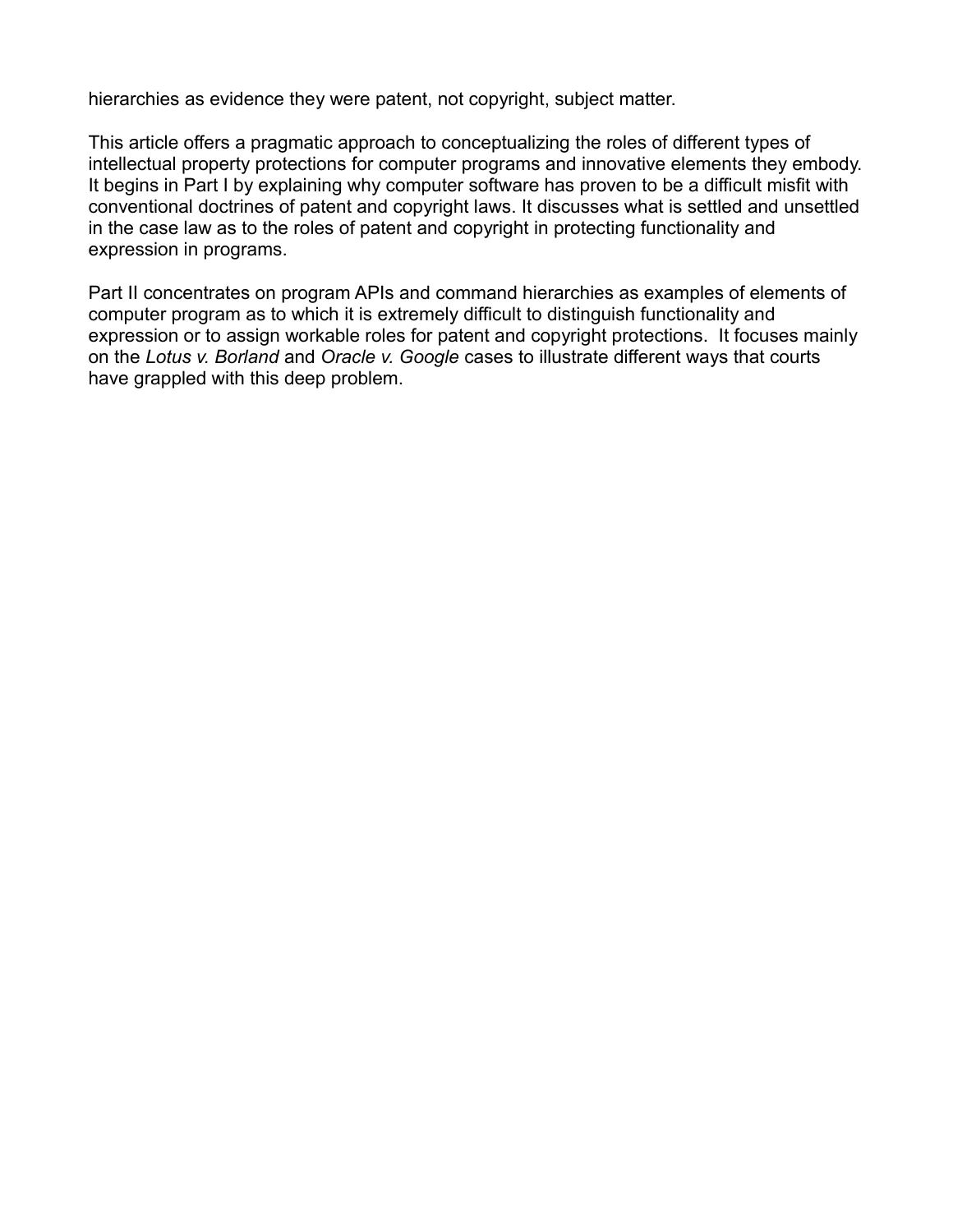hierarchies as evidence they were patent, not copyright, subject matter.

This article offers a pragmatic approach to conceptualizing the roles of different types of intellectual property protections for computer programs and innovative elements they embody. It begins in Part I by explaining why computer software has proven to be a difficult misfit with conventional doctrines of patent and copyright laws. It discusses what is settled and unsettled in the case law as to the roles of patent and copyright in protecting functionality and expression in programs.

Part II concentrates on program APIs and command hierarchies as examples of elements of computer program as to which it is extremely difficult to distinguish functionality and expression or to assign workable roles for patent and copyright protections. It focuses mainly on the *Lotus v. Borland* and *Oracle v. Google* cases to illustrate different ways that courts have grappled with this deep problem.